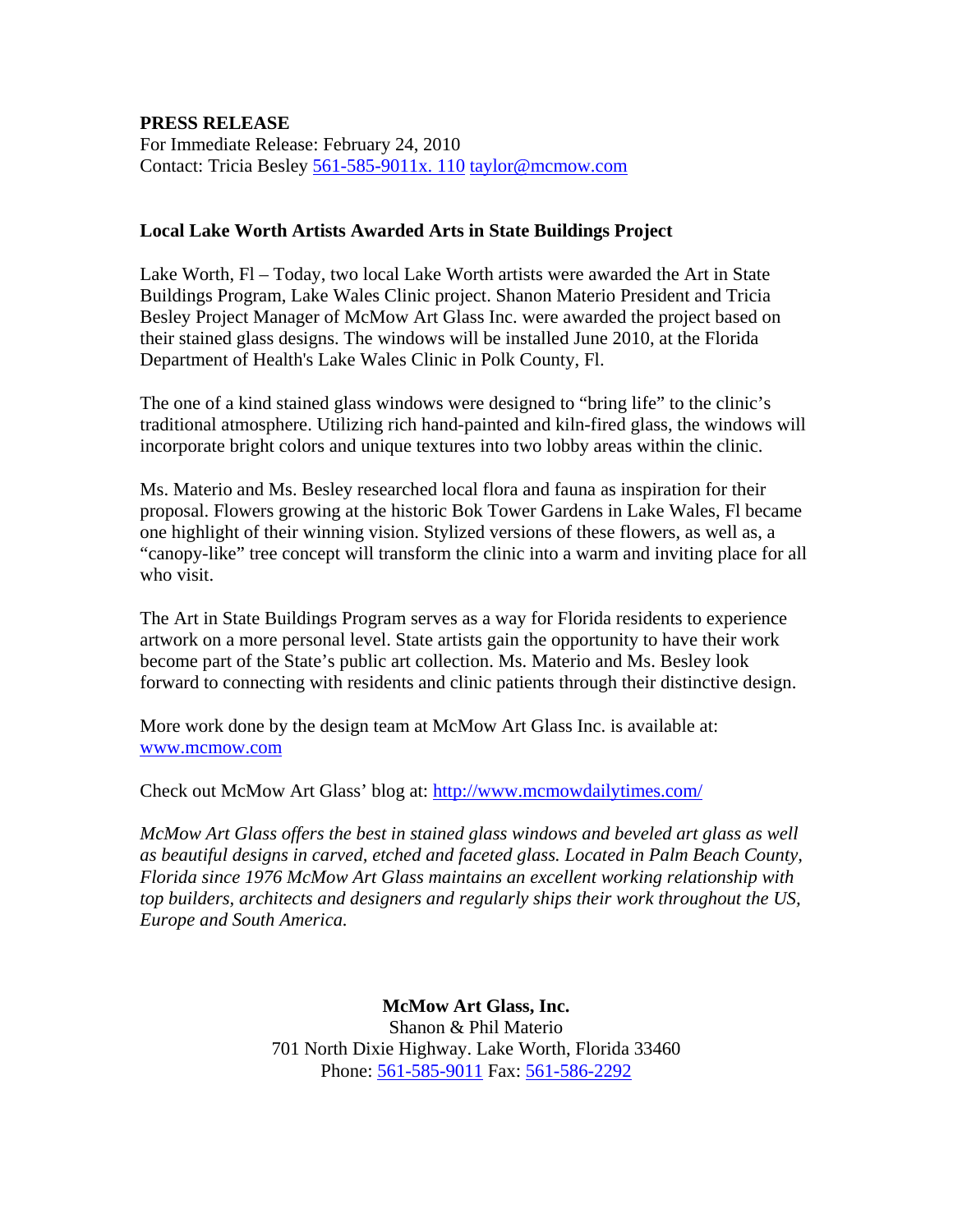**PRESS RELEASE**
For Immediate Release: February 24, 2010
Contact: Tricia Besley 561-585-9011x. 110 taylor@mcmow.com

**Local Lake Worth Artists Awarded Arts in State Buildings Project**

Lake Worth, Fl – Today, two local Lake Worth artists were awarded the Art in State Buildings Program, Lake Wales Clinic project. Shanon Materio President and Tricia Besley Project Manager of McMow Art Glass Inc. were awarded the project based on their stained glass designs. The windows will be installed June 2010, at the Florida Department of Health's Lake Wales Clinic in Polk County, Fl.

The one of a kind stained glass windows were designed to "bring life" to the clinic's traditional atmosphere. Utilizing rich hand-painted and kiln-fired glass, the windows will incorporate bright colors and unique textures into two lobby areas within the clinic.

Ms. Materio and Ms. Besley researched local flora and fauna as inspiration for their proposal. Flowers growing at the historic Bok Tower Gardens in Lake Wales, Fl became one highlight of their winning vision. Stylized versions of these flowers, as well as, a "canopy-like" tree concept will transform the clinic into a warm and inviting place for all who visit.

The Art in State Buildings Program serves as a way for Florida residents to experience artwork on a more personal level. State artists gain the opportunity to have their work become part of the State's public art collection. Ms. Materio and Ms. Besley look forward to connecting with residents and clinic patients through their distinctive design.

More work done by the design team at McMow Art Glass Inc. is available at: www.mcmow.com

Check out McMow Art Glass' blog at: http://www.mcmowdailytimes.com/

*McMow Art Glass offers the best in stained glass windows and beveled art glass as well as beautiful designs in carved, etched and faceted glass. Located in Palm Beach County, Florida since 1976 McMow Art Glass maintains an excellent working relationship with top builders, architects and designers and regularly ships their work throughout the US, Europe and South America.*

**McMow Art Glass, Inc.**
Shanon & Phil Materio
701 North Dixie Highway. Lake Worth, Florida 33460
Phone: 561-585-9011 Fax: 561-586-2292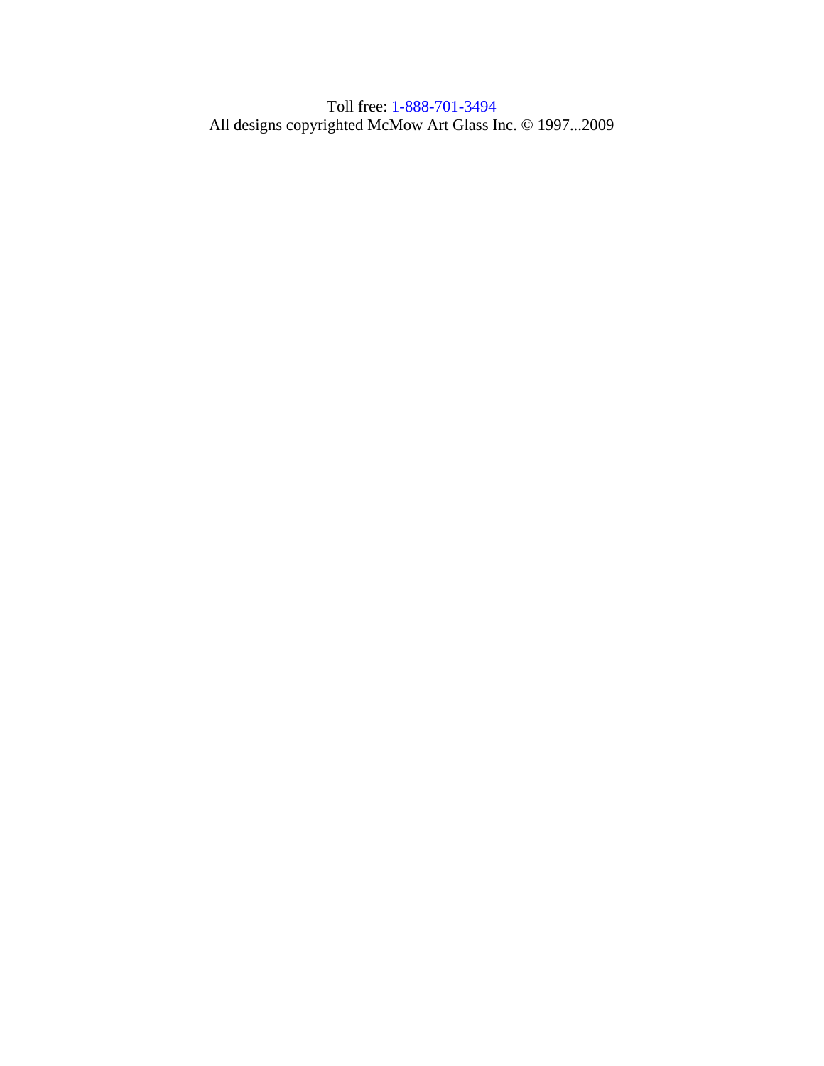Toll free: [1-888-701-3494](tel:1-888-701-3494)
All designs copyrighted McMow Art Glass Inc. © 1997...2009